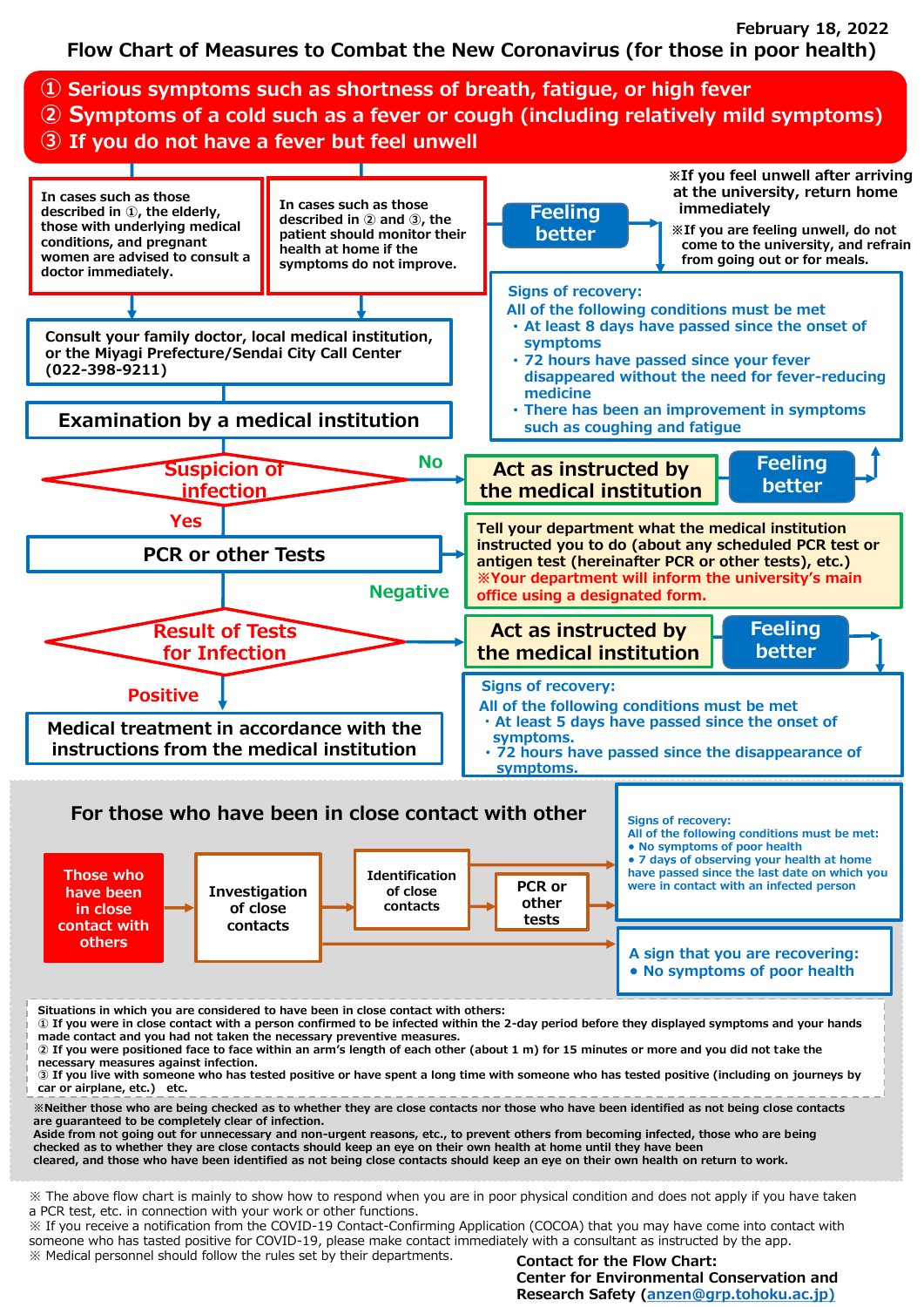February 18, 2022

# Flow Chart of Measures to Combat the New Coronavirus (for those in poor health)

① Serious symptoms such as shortness of breath, fatigue, or high fever
② Symptoms of a cold such as a fever or cough (including relatively mild symptoms)
③ If you do not have a fever but feel unwell

In cases such as those described in ①, the elderly, those with underlying medical conditions, and pregnant women are advised to consult a doctor immediately.

In cases such as those described in ② and ③, the patient should monitor their health at home if the symptoms do not improve.

**Feeling better**

※If you feel unwell after arriving at the university, return home immediately

※If you are feeling unwell, do not come to the university, and refrain from going out or for meals.

**Signs of recovery:**
All of the following conditions must be met
- At least 8 days have passed since the onset of symptoms
- 72 hours have passed since your fever disappeared without the need for fever-reducing medicine
- There has been an improvement in symptoms such as coughing and fatigue

Consult your family doctor, local medical institution, or the Miyagi Prefecture/Sendai City Call Center (022-398-9211)

**Examination by a medical institution**

**Suspicion of infection**

- No → **Act as instructed by the medical institution** → **Feeling better**
- Yes → **PCR or other Tests**

Tell your department what the medical institution instructed you to do (about any scheduled PCR test or antigen test (hereinafter PCR or other tests), etc.)
※Your department will inform the university's main office using a designated form.

**Result of Tests for Infection**

- Negative → **Act as instructed by the medical institution** → **Feeling better**
- Positive → **Medical treatment in accordance with the instructions from the medical institution**

**Signs of recovery:**
All of the following conditions must be met
- At least 5 days have passed since the onset of symptoms.
- 72 hours have passed since the disappearance of symptoms.

## For those who have been in close contact with other

Those who have been in close contact with others → Investigation of close contacts → Identification of close contacts → PCR or other tests

**Signs of recovery:**
All of the following conditions must be met:
- No symptoms of poor health
- 7 days of observing your health at home have passed since the last date on which you were in contact with an infected person

**A sign that you are recovering:**
- No symptoms of poor health

Situations in which you are considered to have been in close contact with others:
① If you were in close contact with a person confirmed to be infected within the 2-day period before they displayed symptoms and your hands made contact and you had not taken the necessary preventive measures.
② If you were positioned face to face within an arm's length of each other (about 1 m) for 15 minutes or more and you did not take the necessary measures against infection.
③ If you live with someone who has tested positive or have spent a long time with someone who has tested positive (including on journeys by car or airplane, etc.) etc.

※Neither those who are being checked as to whether they are close contacts nor those who have been identified as not being close contacts are guaranteed to be completely clear of infection.
Aside from not going out for unnecessary and non-urgent reasons, etc., to prevent others from becoming infected, those who are being checked as to whether they are close contacts should keep an eye on their own health at home until they have been cleared, and those who have been identified as not being close contacts should keep an eye on their own health on return to work.

※ The above flow chart is mainly to show how to respond when you are in poor physical condition and does not apply if you have taken a PCR test, etc. in connection with your work or other functions.
※ If you receive a notification from the COVID-19 Contact-Confirming Application (COCOA) that you may have come into contact with someone who has tasted positive for COVID-19, please make contact immediately with a consultant as instructed by the app.
※ Medical personnel should follow the rules set by their departments.

**Contact for the Flow Chart:**
**Center for Environmental Conservation and Research Safety (anzen@grp.tohoku.ac.jp)**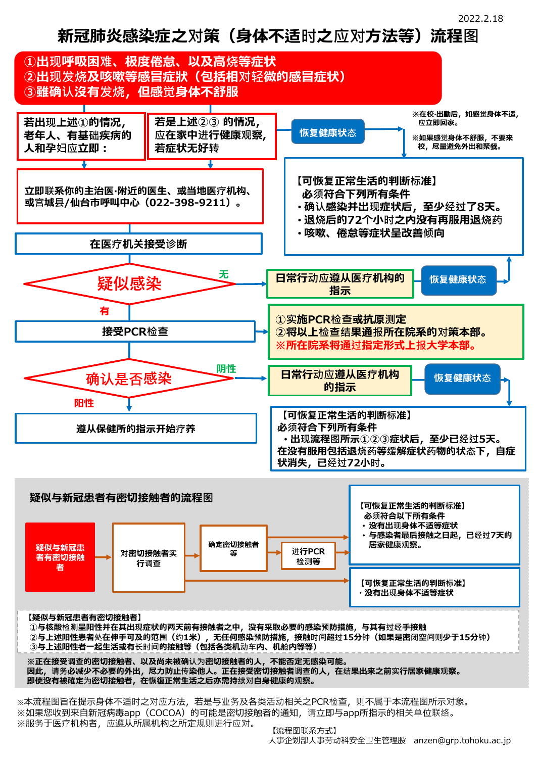2022.2.18

# 新冠肺炎感染症之对策（身体不适时之应对方法等）流程图

①出现呼吸困难、极度倦怠、以及高烧等症状
②出现发烧及咳嗽等感冒症状（包括相对轻微的感冒症状）
③虽确认没有发烧，但感觉身体不舒服

若出现上述①的情况，老年人、有基础疾病的人和孕妇应立即：

若是上述②③ 的情况，应在家中进行健康观察，若症状无好转

恢复健康状态

※在校·出勤后，如感觉身体不适，应立即回家。

※如果感觉身体不舒服，不要来校，尽量避免外出和聚餐。

立即联系你的主治医·附近的医生、或当地医疗机构、或宫城县/仙台市呼叫中心（022-398-9211）。

【可恢复正常生活的判断标准】
必须符合下列所有条件
- 确认感染并出现症状后，至少经过了8天。
- 退烧后的72个小时之内没有再服用退烧药
- 咳嗽、倦怠等症状呈改善倾向

在医疗机关接受诊断

疑似感染

无 → 日常行动应遵从医疗机构的指示 → 恢复健康状态

有

接受PCR检查

①实施PCR检查或抗原测定
②将以上检查结果通报所在院系的对策本部。
※所在院系将通过指定形式上报大学本部。

确认是否感染

阴性 → 日常行动应遵从医疗机构的指示 → 恢复健康状态

阳性

遵从保健所的指示开始疗养

【可恢复正常生活的判断标准】
必须符合下列所有条件
- 出现流程图所示①②③症状后，至少已经过5天。

在没有服用包括退烧药等缓解症状药物的状态下，自症状消失，已经过72小时。

## 疑似与新冠患者有密切接触者的流程图

疑似与新冠患者有密切接触者 → 对密切接触者实行调查 → 确定密切接触者等 → 进行PCR检测等

【可恢复正常生活的判断标准】
必须符合以下所有条件
- 没有出现身体不适等症状
- 与感染者最后接触之日起，已经过7天的居家健康观察。

【可恢复正常生活的判断标准】
- 没有出现身体不适等症状

【疑似与新冠患者有密切接触者】
①与核酸检测呈阳性并在其出现症状的两天前有接触者之中，没有采取必要的感染预防措施，与其有过经手接触
②与上述阳性患者处在伸手可及的范围（约1米），无任何感染预防措施，接触时间超过15分钟（如果是密闭空间则少于15分钟）
③与上述阳性者一起生活或有长时间的接触等（包括各类机动车内、机舱内等等）

※正在接受调查的密切接触者、以及尚未被确认为密切接触者的人，不能否定无感染可能。
因此，请务必减少不必要的外出，尽力防止传染他人。正在接受密切接触者调查的人，在结果出来之前实行居家健康观察。
即使没有被确定为密切接触者，在恢复正常生活之后亦需持续对自身健康的观察。

※本流程图旨在提示身体不适时之对应方法，若是与业务及各类活动相关之PCR检查，则不属于本流程图所示对象。
※如果您收到来自新冠病毒app（COCOA）的可能是密切接触者的通知，请立即与app所指示的相关单位联络。
※服务于医疗机构者，应遵从所属机构之所定规则进行应对。

【流程图联系方式】
人事企划部人事劳动科安全卫生管理股　anzen@grp.tohoku.ac.jp